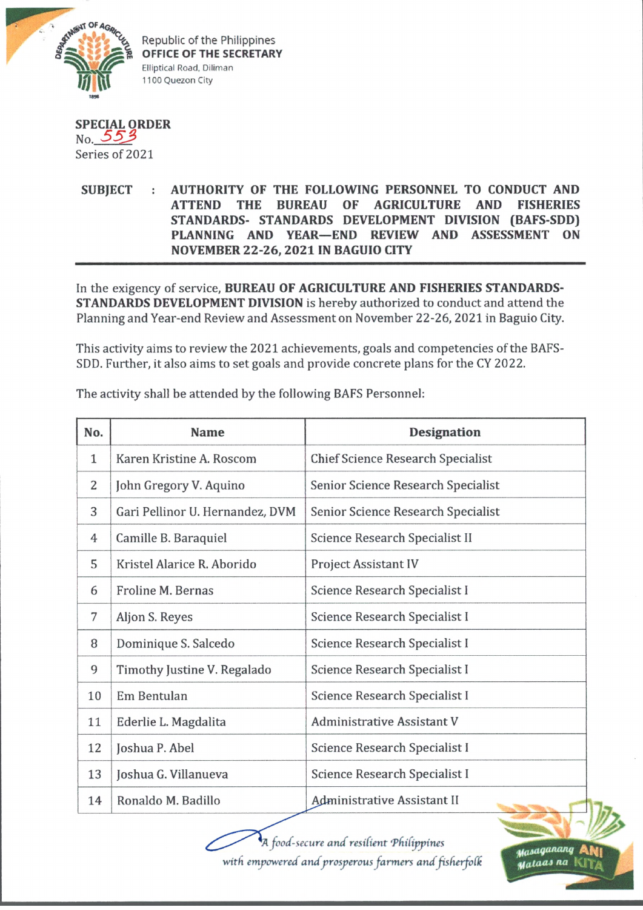Republic of the Philippines
**OFFICE OF THE SECRETARY**
Elliptical Road, Diliman
1100 Quezon City

**SPECIAL ORDER**
No. 553
Series of 2021

**SUBJECT : AUTHORITY OF THE FOLLOWING PERSONNEL TO CONDUCT AND ATTEND THE BUREAU OF AGRICULTURE AND FISHERIES STANDARDS- STANDARDS DEVELOPMENT DIVISION (BAFS-SDD) PLANNING AND YEAR—END REVIEW AND ASSESSMENT ON NOVEMBER 22-26, 2021 IN BAGUIO CITY**

In the exigency of service, **BUREAU OF AGRICULTURE AND FISHERIES STANDARDS-STANDARDS DEVELOPMENT DIVISION** is hereby authorized to conduct and attend the Planning and Year-end Review and Assessment on November 22-26, 2021 in Baguio City.

This activity aims to review the 2021 achievements, goals and competencies of the BAFS-SDD. Further, it also aims to set goals and provide concrete plans for the CY 2022.

The activity shall be attended by the following BAFS Personnel:

| No. | Name | Designation |
|---|---|---|
| 1 | Karen Kristine A. Roscom | Chief Science Research Specialist |
| 2 | John Gregory V. Aquino | Senior Science Research Specialist |
| 3 | Gari Pellinor U. Hernandez, DVM | Senior Science Research Specialist |
| 4 | Camille B. Baraquiel | Science Research Specialist II |
| 5 | Kristel Alarice R. Aborido | Project Assistant IV |
| 6 | Froline M. Bernas | Science Research Specialist I |
| 7 | Aljon S. Reyes | Science Research Specialist I |
| 8 | Dominique S. Salcedo | Science Research Specialist I |
| 9 | Timothy Justine V. Regalado | Science Research Specialist I |
| 10 | Em Bentulan | Science Research Specialist I |
| 11 | Ederlie L. Magdalita | Administrative Assistant V |
| 12 | Joshua P. Abel | Science Research Specialist I |
| 13 | Joshua G. Villanueva | Science Research Specialist I |
| 14 | Ronaldo M. Badillo | Administrative Assistant II |

*A food-secure and resilient Philippines with empowered and prosperous farmers and fisherfolk*

Masaganang ANI Mataas na KITA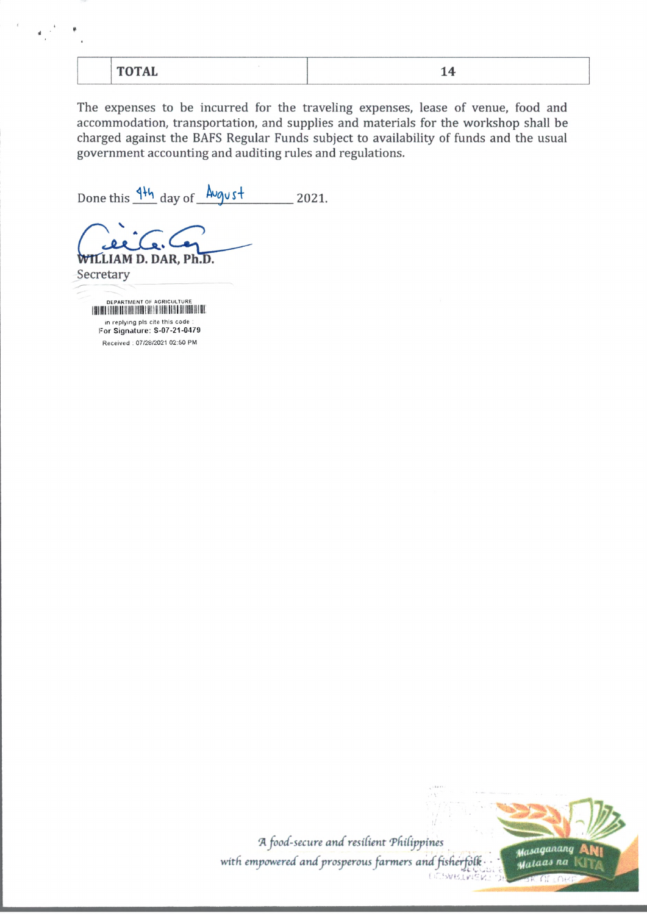| | | |
|---|---|---|
| | **TOTAL** | **14** |

The expenses to be incurred for the traveling expenses, lease of venue, food and accommodation, transportation, and supplies and materials for the workshop shall be charged against the BAFS Regular Funds subject to availability of funds and the usual government accounting and auditing rules and regulations.

Done this 4th day of August 2021.

**WILLIAM D. DAR, Ph.D.**
Secretary

DEPARTMENT OF AGRICULTURE
in replying pls cite this code :
For Signature: S-07-21-0479
Received : 07/28/2021 02:50 PM

*A food-secure and resilient Philippines with empowered and prosperous farmers and fisherfolk*

Masaganang ANI Mataas na KITA